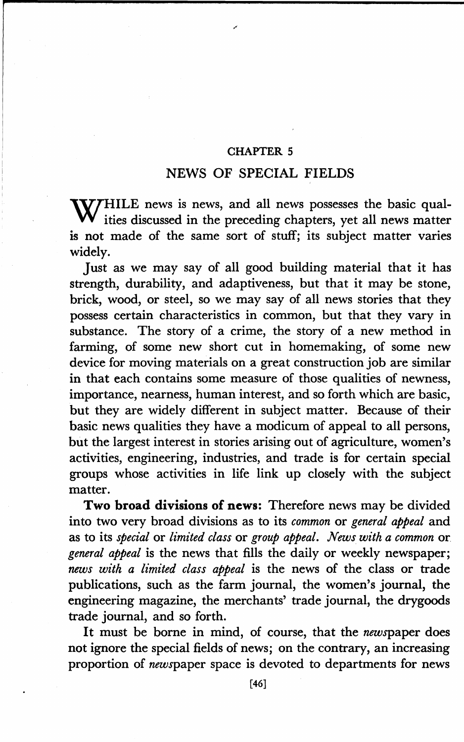# CHAPTER 5

## NEWS OF SPECIAL FIELDS

WHILE news is news, and all news possesses the basic qualities discussed in the preceding chapters, yet all news matter is not made of the same sort of stuff; its subject matter varies widely.

Just as we may say of all good building material that it has strength, durability, and adaptiveness, but that it may be stone, brick, wood, or steel, so we may say of all news stories that they possess certain characteristics in common, but that they vary in substance. The story of a crime, the story of a new method in farming, of some new short cut in homemaking, of some new device for moving materials on a great construction job are similar in that each contains some measure of those qualities of newness, importance, nearness, human interest, and so forth which are basic, but they are widely different in subject matter. Because of their basic news qualities they have a modicum of appeal to all persons, but the largest interest in stories arising out of agriculture, women's activities, engineering, industries, and trade is for certain special groups whose activities in life link up closely with the subject matter.

**Two broad divisions of news:** Therefore news may be divided into two very broad divisions as to its *common* or *general appeal* and as to its *special* or *limited class* or *group appeal*. *News with a common* or *general appeal* is the news that fills the daily or weekly newspaper; *news with a limited class appeal* is the news of the class or trade publications, such as the farm journal, the women's journal, the engineering magazine, the merchants' trade journal, the drygoods trade journal, and so forth.

It must be borne in mind, of course, that the *news*paper does not ignore the special fields of news; on the contrary, an increasing proportion of *news*paper space is devoted to departments for news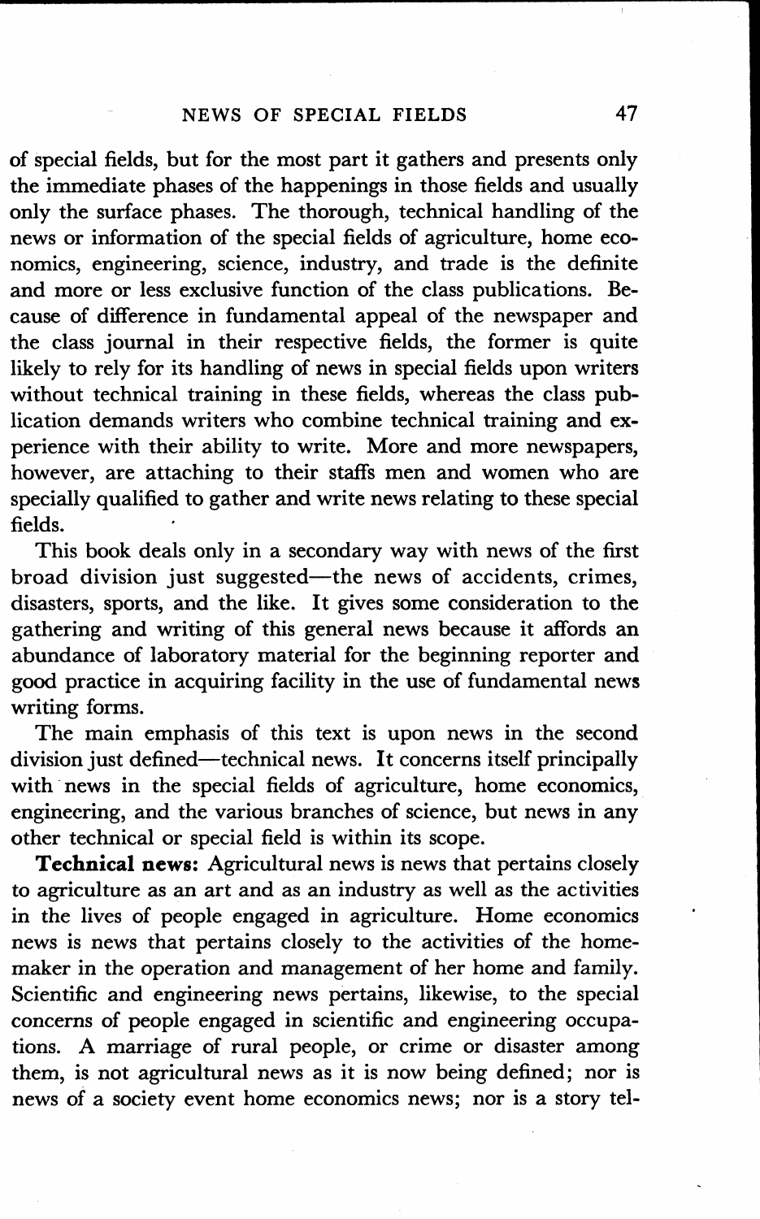of special fields, but for the most part it gathers and presents only the immediate phases of the happenings in those fields and usually only the surface phases. The thorough, technical handling of the news or information of the special fields of agriculture, home economics, engineering, science, industry, and trade is the definite and more or less exclusive function of the class publications. Because of difference in fundamental appeal of the newspaper and the class journal in their respective fields, the former is quite likely to rely for its handling of news in special fields upon writers without technical training in these fields, whereas the class publication demands writers who combine technical training and experience with their ability to write. More and more newspapers, however, are attaching to their staffs men and women who are specially qualified to gather and write news relating to these special fields.

This book deals only in a secondary way with news of the first broad division just suggested—the news of accidents, crimes, disasters, sports, and the like. It gives some consideration to the gathering and writing of this general news because it affords an abundance of laboratory material for the beginning reporter and good practice in acquiring facility in the use of fundamental news writing forms.

The main emphasis of this text is upon news in the second division just defined—technical news. It concerns itself principally with news in the special fields of agriculture, home economics, engineering, and the various branches of science, but news in any other technical or special field is within its scope.

**Technical news:** Agricultural news is news that pertains closely to agriculture as an art and as an industry as well as the activities in the lives of people engaged in agriculture. Home economics news is news that pertains closely to the activities of the home-maker in the operation and management of her home and family. Scientific and engineering news pertains, likewise, to the special concerns of people engaged in scientific and engineering occupations. A marriage of rural people, or crime or disaster among them, is not agricultural news as it is now being defined; nor is news of a society event home economics news; nor is a story tel-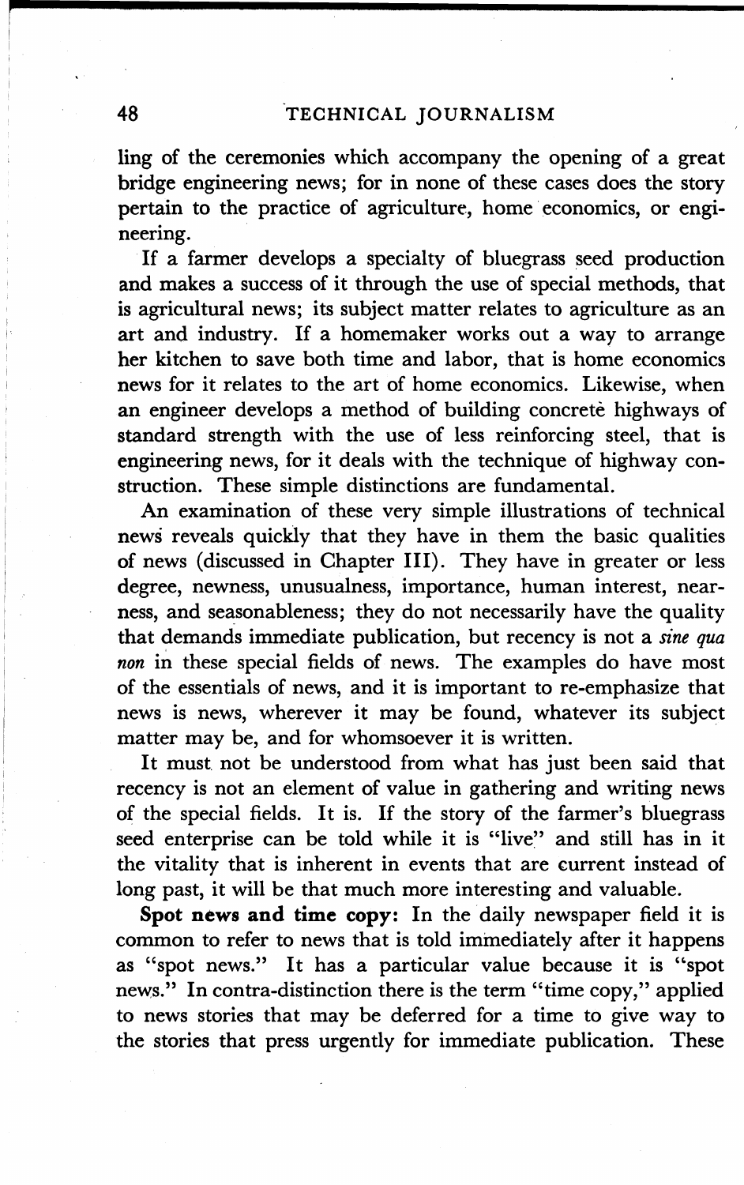ling of the ceremonies which accompany the opening of a great bridge engineering news; for in none of these cases does the story pertain to the practice of agriculture, home economics, or engineering.

If a farmer develops a specialty of bluegrass seed production and makes a success of it through the use of special methods, that is agricultural news; its subject matter relates to agriculture as an art and industry. If a homemaker works out a way to arrange her kitchen to save both time and labor, that is home economics news for it relates to the art of home economics. Likewise, when an engineer develops a method of building concrete highways of standard strength with the use of less reinforcing steel, that is engineering news, for it deals with the technique of highway construction. These simple distinctions are fundamental.

An examination of these very simple illustrations of technical news reveals quickly that they have in them the basic qualities of news (discussed in Chapter III). They have in greater or less degree, newness, unusualness, importance, human interest, nearness, and seasonableness; they do not necessarily have the quality that demands immediate publication, but recency is not a *sine qua non* in these special fields of news. The examples do have most of the essentials of news, and it is important to re-emphasize that news is news, wherever it may be found, whatever its subject matter may be, and for whomsoever it is written.

It must not be understood from what has just been said that recency is not an element of value in gathering and writing news of the special fields. It is. If the story of the farmer's bluegrass seed enterprise can be told while it is "live" and still has in it the vitality that is inherent in events that are current instead of long past, it will be that much more interesting and valuable.

**Spot news and time copy:** In the daily newspaper field it is common to refer to news that is told immediately after it happens as "spot news." It has a particular value because it is "spot news." In contra-distinction there is the term "time copy," applied to news stories that may be deferred for a time to give way to the stories that press urgently for immediate publication. These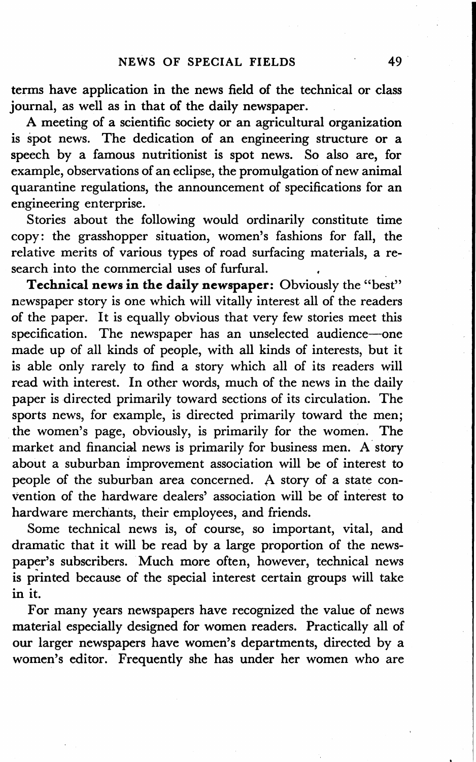terms have application in the news field of the technical or class journal, as well as in that of the daily newspaper.

A meeting of a scientific society or an agricultural organization is spot news. The dedication of an engineering structure or a speech by a famous nutritionist is spot news. So also are, for example, observations of an eclipse, the promulgation of new animal quarantine regulations, the announcement of specifications for an engineering enterprise.

Stories about the following would ordinarily constitute time copy: the grasshopper situation, women's fashions for fall, the relative merits of various types of road surfacing materials, a research into the commercial uses of furfural.

**Technical news in the daily newspaper:** Obviously the "best" newspaper story is one which will vitally interest all of the readers of the paper. It is equally obvious that very few stories meet this specification. The newspaper has an unselected audience—one made up of all kinds of people, with all kinds of interests, but it is able only rarely to find a story which all of its readers will read with interest. In other words, much of the news in the daily paper is directed primarily toward sections of its circulation. The sports news, for example, is directed primarily toward the men; the women's page, obviously, is primarily for the women. The market and financial news is primarily for business men. A story about a suburban improvement association will be of interest to people of the suburban area concerned. A story of a state convention of the hardware dealers' association will be of interest to hardware merchants, their employees, and friends.

Some technical news is, of course, so important, vital, and dramatic that it will be read by a large proportion of the newspaper's subscribers. Much more often, however, technical news is printed because of the special interest certain groups will take in it.

For many years newspapers have recognized the value of news material especially designed for women readers. Practically all of our larger newspapers have women's departments, directed by a women's editor. Frequently she has under her women who are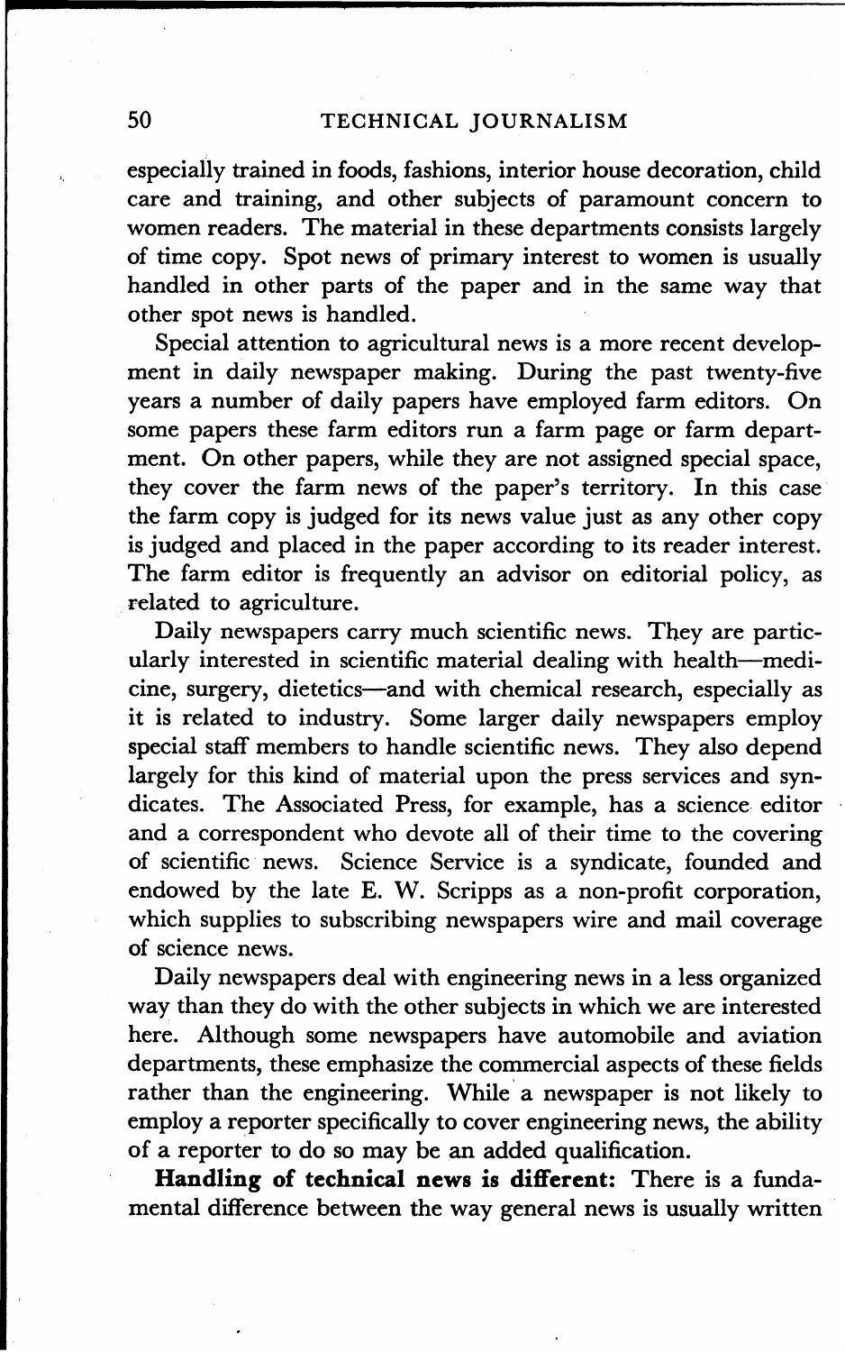especially trained in foods, fashions, interior house decoration, child care and training, and other subjects of paramount concern to women readers. The material in these departments consists largely of time copy. Spot news of primary interest to women is usually handled in other parts of the paper and in the same way that other spot news is handled.

Special attention to agricultural news is a more recent development in daily newspaper making. During the past twenty-five years a number of daily papers have employed farm editors. On some papers these farm editors run a farm page or farm department. On other papers, while they are not assigned special space, they cover the farm news of the paper's territory. In this case the farm copy is judged for its news value just as any other copy is judged and placed in the paper according to its reader interest. The farm editor is frequently an advisor on editorial policy, as related to agriculture.

Daily newspapers carry much scientific news. They are particularly interested in scientific material dealing with health—medicine, surgery, dietetics—and with chemical research, especially as it is related to industry. Some larger daily newspapers employ special staff members to handle scientific news. They also depend largely for this kind of material upon the press services and syndicates. The Associated Press, for example, has a science editor and a correspondent who devote all of their time to the covering of scientific news. Science Service is a syndicate, founded and endowed by the late E. W. Scripps as a non-profit corporation, which supplies to subscribing newspapers wire and mail coverage of science news.

Daily newspapers deal with engineering news in a less organized way than they do with the other subjects in which we are interested here. Although some newspapers have automobile and aviation departments, these emphasize the commercial aspects of these fields rather than the engineering. While a newspaper is not likely to employ a reporter specifically to cover engineering news, the ability of a reporter to do so may be an added qualification.

**Handling of technical news is different:** There is a fundamental difference between the way general news is usually written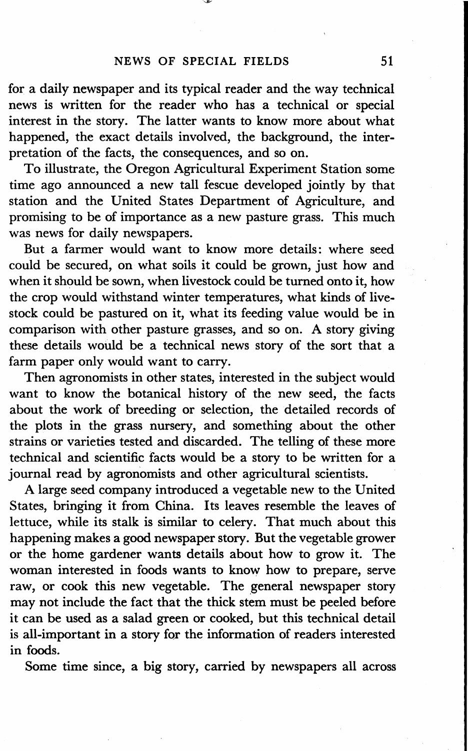for a daily newspaper and its typical reader and the way technical news is written for the reader who has a technical or special interest in the story. The latter wants to know more about what happened, the exact details involved, the background, the interpretation of the facts, the consequences, and so on.

To illustrate, the Oregon Agricultural Experiment Station some time ago announced a new tall fescue developed jointly by that station and the United States Department of Agriculture, and promising to be of importance as a new pasture grass. This much was news for daily newspapers.

But a farmer would want to know more details: where seed could be secured, on what soils it could be grown, just how and when it should be sown, when livestock could be turned onto it, how the crop would withstand winter temperatures, what kinds of livestock could be pastured on it, what its feeding value would be in comparison with other pasture grasses, and so on. A story giving these details would be a technical news story of the sort that a farm paper only would want to carry.

Then agronomists in other states, interested in the subject would want to know the botanical history of the new seed, the facts about the work of breeding or selection, the detailed records of the plots in the grass nursery, and something about the other strains or varieties tested and discarded. The telling of these more technical and scientific facts would be a story to be written for a journal read by agronomists and other agricultural scientists.

A large seed company introduced a vegetable new to the United States, bringing it from China. Its leaves resemble the leaves of lettuce, while its stalk is similar to celery. That much about this happening makes a good newspaper story. But the vegetable grower or the home gardener wants details about how to grow it. The woman interested in foods wants to know how to prepare, serve raw, or cook this new vegetable. The general newspaper story may not include the fact that the thick stem must be peeled before it can be used as a salad green or cooked, but this technical detail is all-important in a story for the information of readers interested in foods.

Some time since, a big story, carried by newspapers all across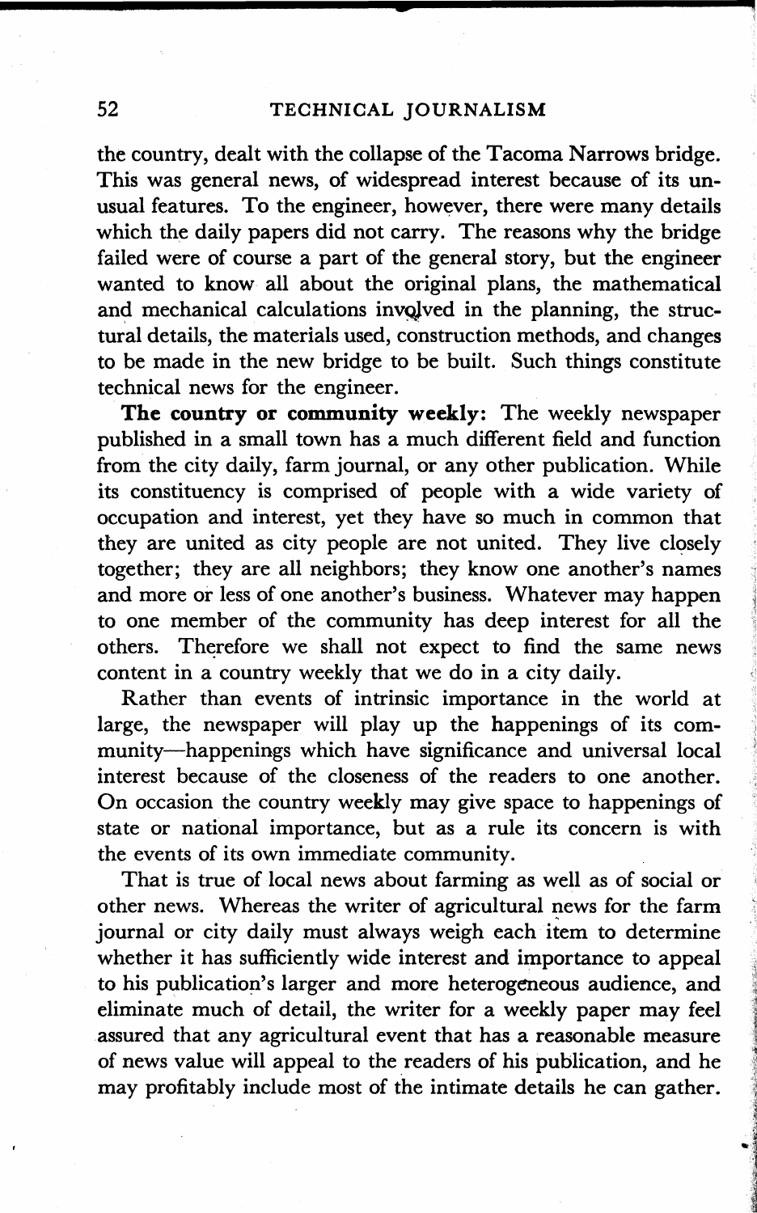the country, dealt with the collapse of the Tacoma Narrows bridge. This was general news, of widespread interest because of its unusual features. To the engineer, however, there were many details which the daily papers did not carry. The reasons why the bridge failed were of course a part of the general story, but the engineer wanted to know all about the original plans, the mathematical and mechanical calculations involved in the planning, the structural details, the materials used, construction methods, and changes to be made in the new bridge to be built. Such things constitute technical news for the engineer.

**The country or community weekly:** The weekly newspaper published in a small town has a much different field and function from the city daily, farm journal, or any other publication. While its constituency is comprised of people with a wide variety of occupation and interest, yet they have so much in common that they are united as city people are not united. They live closely together; they are all neighbors; they know one another's names and more or less of one another's business. Whatever may happen to one member of the community has deep interest for all the others. Therefore we shall not expect to find the same news content in a country weekly that we do in a city daily.

Rather than events of intrinsic importance in the world at large, the newspaper will play up the happenings of its community—happenings which have significance and universal local interest because of the closeness of the readers to one another. On occasion the country weekly may give space to happenings of state or national importance, but as a rule its concern is with the events of its own immediate community.

That is true of local news about farming as well as of social or other news. Whereas the writer of agricultural news for the farm journal or city daily must always weigh each item to determine whether it has sufficiently wide interest and importance to appeal to his publication's larger and more heterogeneous audience, and eliminate much of detail, the writer for a weekly paper may feel assured that any agricultural event that has a reasonable measure of news value will appeal to the readers of his publication, and he may profitably include most of the intimate details he can gather.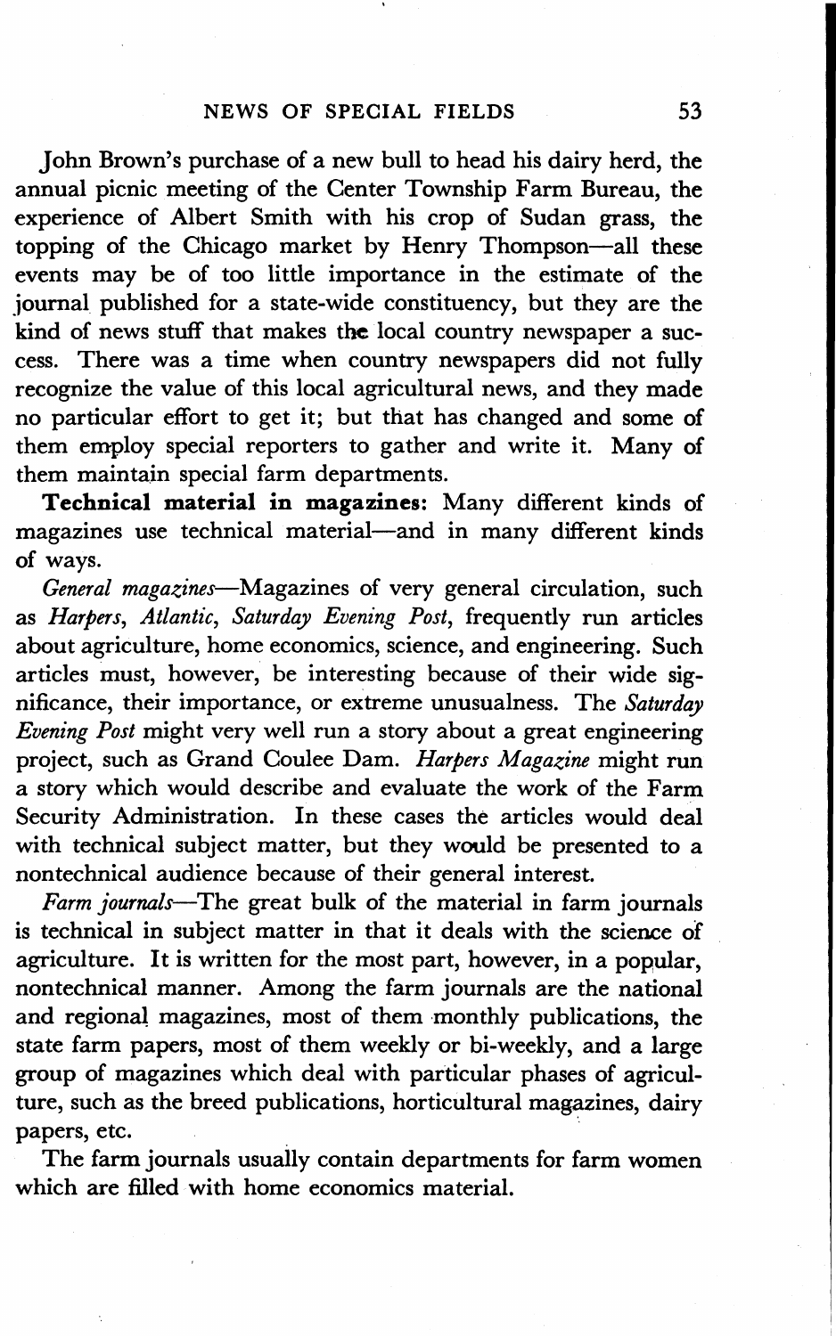John Brown's purchase of a new bull to head his dairy herd, the annual picnic meeting of the Center Township Farm Bureau, the experience of Albert Smith with his crop of Sudan grass, the topping of the Chicago market by Henry Thompson—all these events may be of too little importance in the estimate of the journal published for a state-wide constituency, but they are the kind of news stuff that makes the local country newspaper a success. There was a time when country newspapers did not fully recognize the value of this local agricultural news, and they made no particular effort to get it; but that has changed and some of them employ special reporters to gather and write it. Many of them maintain special farm departments.

**Technical material in magazines:** Many different kinds of magazines use technical material—and in many different kinds of ways.

*General magazines*—Magazines of very general circulation, such as *Harpers*, *Atlantic*, *Saturday Evening Post*, frequently run articles about agriculture, home economics, science, and engineering. Such articles must, however, be interesting because of their wide significance, their importance, or extreme unusualness. The *Saturday Evening Post* might very well run a story about a great engineering project, such as Grand Coulee Dam. *Harpers Magazine* might run a story which would describe and evaluate the work of the Farm Security Administration. In these cases the articles would deal with technical subject matter, but they would be presented to a nontechnical audience because of their general interest.

*Farm journals*—The great bulk of the material in farm journals is technical in subject matter in that it deals with the science of agriculture. It is written for the most part, however, in a popular, nontechnical manner. Among the farm journals are the national and regional magazines, most of them monthly publications, the state farm papers, most of them weekly or bi-weekly, and a large group of magazines which deal with particular phases of agriculture, such as the breed publications, horticultural magazines, dairy papers, etc.

The farm journals usually contain departments for farm women which are filled with home economics material.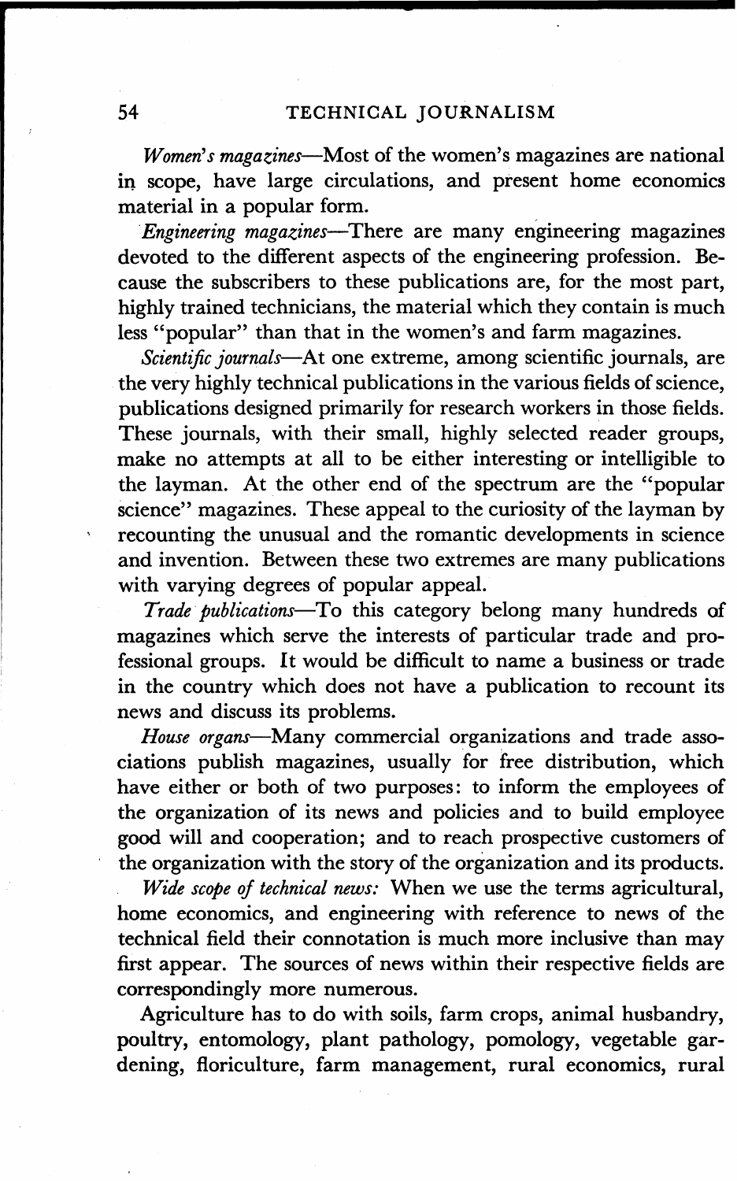*Women's magazines*—Most of the women's magazines are national in scope, have large circulations, and present home economics material in a popular form.

*Engineering magazines*—There are many engineering magazines devoted to the different aspects of the engineering profession. Because the subscribers to these publications are, for the most part, highly trained technicians, the material which they contain is much less "popular" than that in the women's and farm magazines.

*Scientific journals*—At one extreme, among scientific journals, are the very highly technical publications in the various fields of science, publications designed primarily for research workers in those fields. These journals, with their small, highly selected reader groups, make no attempts at all to be either interesting or intelligible to the layman. At the other end of the spectrum are the "popular science" magazines. These appeal to the curiosity of the layman by recounting the unusual and the romantic developments in science and invention. Between these two extremes are many publications with varying degrees of popular appeal.

*Trade publications*—To this category belong many hundreds of magazines which serve the interests of particular trade and professional groups. It would be difficult to name a business or trade in the country which does not have a publication to recount its news and discuss its problems.

*House organs*—Many commercial organizations and trade associations publish magazines, usually for free distribution, which have either or both of two purposes: to inform the employees of the organization of its news and policies and to build employee good will and cooperation; and to reach prospective customers of the organization with the story of the organization and its products.

*Wide scope of technical news:* When we use the terms agricultural, home economics, and engineering with reference to news of the technical field their connotation is much more inclusive than may first appear. The sources of news within their respective fields are correspondingly more numerous.

Agriculture has to do with soils, farm crops, animal husbandry, poultry, entomology, plant pathology, pomology, vegetable gardening, floriculture, farm management, rural economics, rural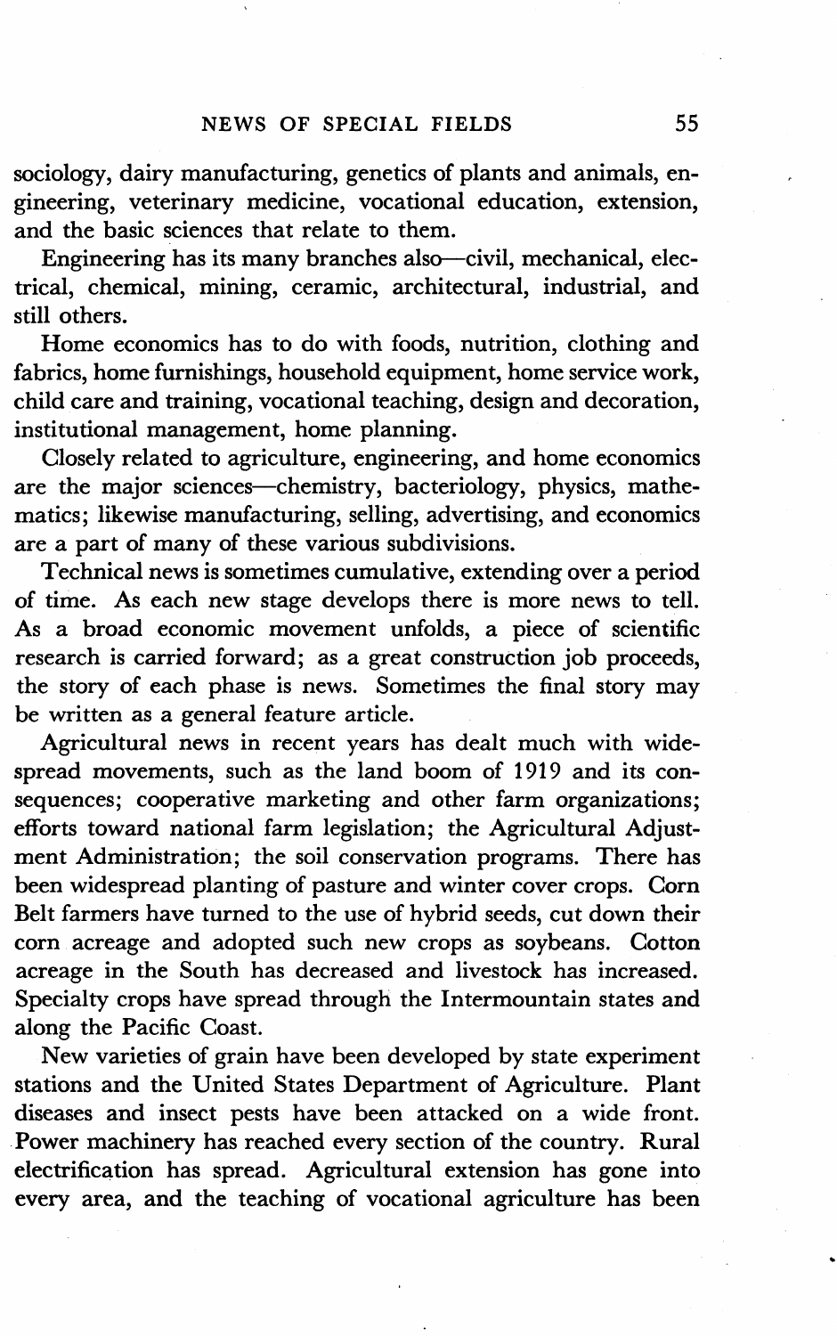sociology, dairy manufacturing, genetics of plants and animals, engineering, veterinary medicine, vocational education, extension, and the basic sciences that relate to them.

Engineering has its many branches also—civil, mechanical, electrical, chemical, mining, ceramic, architectural, industrial, and still others.

Home economics has to do with foods, nutrition, clothing and fabrics, home furnishings, household equipment, home service work, child care and training, vocational teaching, design and decoration, institutional management, home planning.

Closely related to agriculture, engineering, and home economics are the major sciences—chemistry, bacteriology, physics, mathematics; likewise manufacturing, selling, advertising, and economics are a part of many of these various subdivisions.

Technical news is sometimes cumulative, extending over a period of time. As each new stage develops there is more news to tell. As a broad economic movement unfolds, a piece of scientific research is carried forward; as a great construction job proceeds, the story of each phase is news. Sometimes the final story may be written as a general feature article.

Agricultural news in recent years has dealt much with widespread movements, such as the land boom of 1919 and its consequences; cooperative marketing and other farm organizations; efforts toward national farm legislation; the Agricultural Adjustment Administration; the soil conservation programs. There has been widespread planting of pasture and winter cover crops. Corn Belt farmers have turned to the use of hybrid seeds, cut down their corn acreage and adopted such new crops as soybeans. Cotton acreage in the South has decreased and livestock has increased. Specialty crops have spread through the Intermountain states and along the Pacific Coast.

New varieties of grain have been developed by state experiment stations and the United States Department of Agriculture. Plant diseases and insect pests have been attacked on a wide front. Power machinery has reached every section of the country. Rural electrification has spread. Agricultural extension has gone into every area, and the teaching of vocational agriculture has been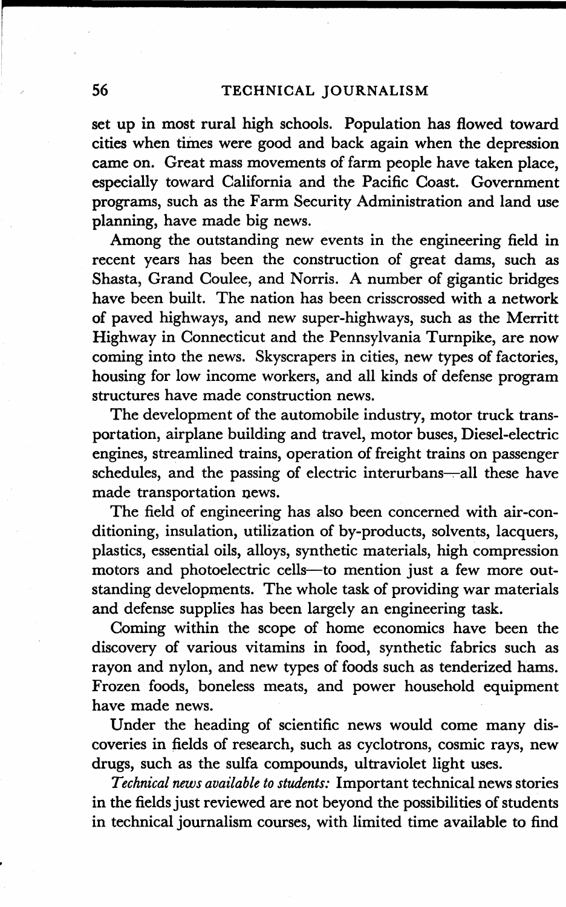set up in most rural high schools. Population has flowed toward cities when times were good and back again when the depression came on. Great mass movements of farm people have taken place, especially toward California and the Pacific Coast. Government programs, such as the Farm Security Administration and land use planning, have made big news.

Among the outstanding new events in the engineering field in recent years has been the construction of great dams, such as Shasta, Grand Coulee, and Norris. A number of gigantic bridges have been built. The nation has been crisscrossed with a network of paved highways, and new super-highways, such as the Merritt Highway in Connecticut and the Pennsylvania Turnpike, are now coming into the news. Skyscrapers in cities, new types of factories, housing for low income workers, and all kinds of defense program structures have made construction news.

The development of the automobile industry, motor truck transportation, airplane building and travel, motor buses, Diesel-electric engines, streamlined trains, operation of freight trains on passenger schedules, and the passing of electric interurbans—all these have made transportation news.

The field of engineering has also been concerned with air-conditioning, insulation, utilization of by-products, solvents, lacquers, plastics, essential oils, alloys, synthetic materials, high compression motors and photoelectric cells—to mention just a few more outstanding developments. The whole task of providing war materials and defense supplies has been largely an engineering task.

Coming within the scope of home economics have been the discovery of various vitamins in food, synthetic fabrics such as rayon and nylon, and new types of foods such as tenderized hams. Frozen foods, boneless meats, and power household equipment have made news.

Under the heading of scientific news would come many discoveries in fields of research, such as cyclotrons, cosmic rays, new drugs, such as the sulfa compounds, ultraviolet light uses.

*Technical news available to students:* Important technical news stories in the fields just reviewed are not beyond the possibilities of students in technical journalism courses, with limited time available to find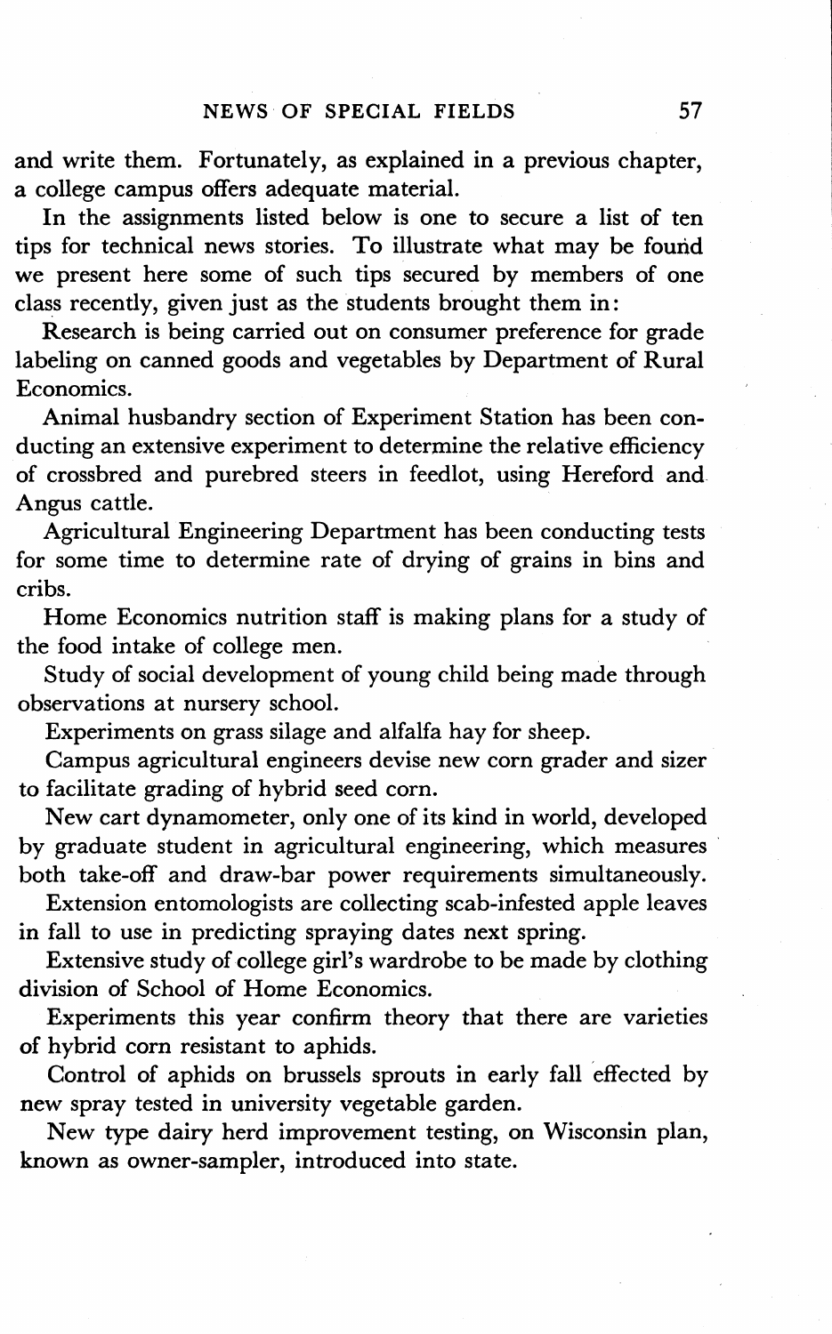and write them. Fortunately, as explained in a previous chapter, a college campus offers adequate material.

In the assignments listed below is one to secure a list of ten tips for technical news stories. To illustrate what may be found we present here some of such tips secured by members of one class recently, given just as the students brought them in:

Research is being carried out on consumer preference for grade labeling on canned goods and vegetables by Department of Rural Economics.

Animal husbandry section of Experiment Station has been conducting an extensive experiment to determine the relative efficiency of crossbred and purebred steers in feedlot, using Hereford and Angus cattle.

Agricultural Engineering Department has been conducting tests for some time to determine rate of drying of grains in bins and cribs.

Home Economics nutrition staff is making plans for a study of the food intake of college men.

Study of social development of young child being made through observations at nursery school.

Experiments on grass silage and alfalfa hay for sheep.

Campus agricultural engineers devise new corn grader and sizer to facilitate grading of hybrid seed corn.

New cart dynamometer, only one of its kind in world, developed by graduate student in agricultural engineering, which measures both take-off and draw-bar power requirements simultaneously.

Extension entomologists are collecting scab-infested apple leaves in fall to use in predicting spraying dates next spring.

Extensive study of college girl's wardrobe to be made by clothing division of School of Home Economics.

Experiments this year confirm theory that there are varieties of hybrid corn resistant to aphids.

Control of aphids on brussels sprouts in early fall effected by new spray tested in university vegetable garden.

New type dairy herd improvement testing, on Wisconsin plan, known as owner-sampler, introduced into state.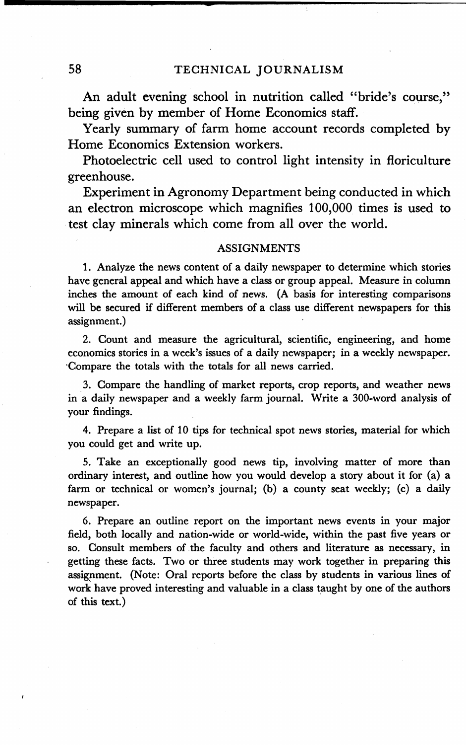An adult evening school in nutrition called "bride's course," being given by member of Home Economics staff.

Yearly summary of farm home account records completed by Home Economics Extension workers.

Photoelectric cell used to control light intensity in floriculture greenhouse.

Experiment in Agronomy Department being conducted in which an electron microscope which magnifies 100,000 times is used to test clay minerals which come from all over the world.

## ASSIGNMENTS

1. Analyze the news content of a daily newspaper to determine which stories have general appeal and which have a class or group appeal. Measure in column inches the amount of each kind of news. (A basis for interesting comparisons will be secured if different members of a class use different newspapers for this assignment.)

2. Count and measure the agricultural, scientific, engineering, and home economics stories in a week's issues of a daily newspaper; in a weekly newspaper. Compare the totals with the totals for all news carried.

3. Compare the handling of market reports, crop reports, and weather news in a daily newspaper and a weekly farm journal. Write a 300-word analysis of your findings.

4. Prepare a list of 10 tips for technical spot news stories, material for which you could get and write up.

5. Take an exceptionally good news tip, involving matter of more than ordinary interest, and outline how you would develop a story about it for (a) a farm or technical or women's journal; (b) a county seat weekly; (c) a daily newspaper.

6. Prepare an outline report on the important news events in your major field, both locally and nation-wide or world-wide, within the past five years or so. Consult members of the faculty and others and literature as necessary, in getting these facts. Two or three students may work together in preparing this assignment. (Note: Oral reports before the class by students in various lines of work have proved interesting and valuable in a class taught by one of the authors of this text.)